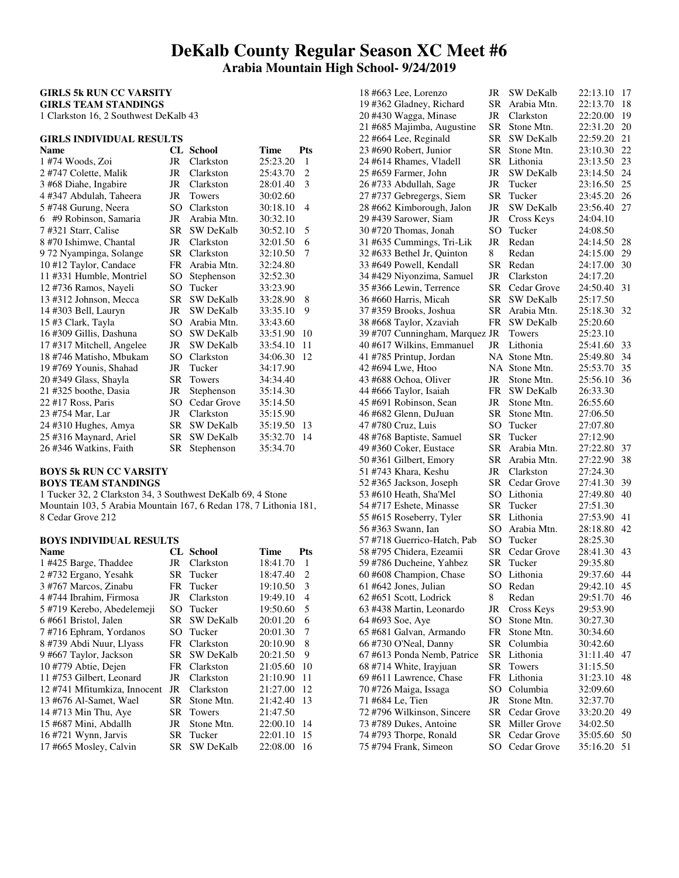# DeKalb County Regular Season XC Meet #6

## Arabia Mountain High School- 9/24/2019

### GIRLS 5k RUN CC VARSITY

**GIRLS TEAM STANDINGS**

1 Clarkston 16, 2 Southwest DeKalb 43

### GIRLS INDIVIDUAL RESULTS

| Name | CL | School | Time | Pts |
|---|---|---|---|---|
| 1 #74 Woods, Zoi | JR | Clarkston | 25:23.20 | 1 |
| 2 #747 Colette, Malik | JR | Clarkston | 25:43.70 | 2 |
| 3 #68 Diahe, Ingabire | JR | Clarkston | 28:01.40 | 3 |
| 4 #347 Abdulah, Taheera | JR | Towers | 30:02.60 | |
| 5 #748 Gurung, Neera | SO | Clarkston | 30:18.10 | 4 |
| 6 #9 Robinson, Samaria | JR | Arabia Mtn. | 30:32.10 | |
| 7 #321 Starr, Calise | SR | SW DeKalb | 30:52.10 | 5 |
| 8 #70 Ishimwe, Chantal | JR | Clarkston | 32:01.50 | 6 |
| 9 72 Nyampinga, Solange | SR | Clarkston | 32:10.50 | 7 |
| 10 #12 Taylor, Candace | FR | Arabia Mtn. | 32:24.80 | |
| 11 #331 Humble, Montriel | SO | Stephenson | 32:52.30 | |
| 12 #736 Ramos, Nayeli | SO | Tucker | 33:23.90 | |
| 13 #312 Johnson, Mecca | SR | SW DeKalb | 33:28.90 | 8 |
| 14 #303 Bell, Lauryn | JR | SW DeKalb | 33:35.10 | 9 |
| 15 #3 Clark, Tayla | SO | Arabia Mtn. | 33:43.60 | |
| 16 #309 Gillis, Dashuna | SO | SW DeKalb | 33:51.90 | 10 |
| 17 #317 Mitchell, Angelee | JR | SW DeKalb | 33:54.10 | 11 |
| 18 #746 Matisho, Mbukam | SO | Clarkston | 34:06.30 | 12 |
| 19 #769 Younis, Shahad | JR | Tucker | 34:17.90 | |
| 20 #349 Glass, Shayla | SR | Towers | 34:34.40 | |
| 21 #325 boothe, Dasia | JR | Stephenson | 35:14.30 | |
| 22 #17 Ross, Paris | SO | Cedar Grove | 35:14.50 | |
| 23 #754 Mar, Lar | JR | Clarkston | 35:15.90 | |
| 24 #310 Hughes, Amya | SR | SW DeKalb | 35:19.50 | 13 |
| 25 #316 Maynard, Ariel | SR | SW DeKalb | 35:32.70 | 14 |
| 26 #346 Watkins, Faith | SR | Stephenson | 35:34.70 | |

### BOYS 5k RUN CC VARSITY

**BOYS TEAM STANDINGS**

1 Tucker 32, 2 Clarkston 34, 3 Southwest DeKalb 69, 4 Stone Mountain 103, 5 Arabia Mountain 167, 6 Redan 178, 7 Lithonia 181, 8 Cedar Grove 212

### BOYS INDIVIDUAL RESULTS

| Name | CL | School | Time | Pts |
|---|---|---|---|---|
| 1 #425 Barge, Thaddee | JR | Clarkston | 18:41.70 | 1 |
| 2 #732 Ergano, Yesahk | SR | Tucker | 18:47.40 | 2 |
| 3 #767 Marcos, Zinabu | FR | Tucker | 19:10.50 | 3 |
| 4 #744 Ibrahim, Firmosa | JR | Clarkston | 19:49.10 | 4 |
| 5 #719 Kerebo, Abedelemeji | SO | Tucker | 19:50.60 | 5 |
| 6 #661 Bristol, Jalen | SR | SW DeKalb | 20:01.20 | 6 |
| 7 #716 Ephram, Yordanos | SO | Tucker | 20:01.30 | 7 |
| 8 #739 Abdi Nuur, Llyass | FR | Clarkston | 20:10.90 | 8 |
| 9 #667 Taylor, Jackson | SR | SW DeKalb | 20:21.50 | 9 |
| 10 #779 Abtie, Dejen | FR | Clarkston | 21:05.60 | 10 |
| 11 #753 Gilbert, Leonard | JR | Clarkston | 21:10.90 | 11 |
| 12 #741 Mfitumkiza, Innocent | JR | Clarkston | 21:27.00 | 12 |
| 13 #676 Al-Samet, Wael | SR | Stone Mtn. | 21:42.40 | 13 |
| 14 #713 Min Thu, Aye | SR | Towers | 21:47.50 | |
| 15 #687 Mini, Abdallh | JR | Stone Mtn. | 22:00.10 | 14 |
| 16 #721 Wynn, Jarvis | SR | Tucker | 22:01.10 | 15 |
| 17 #665 Mosley, Calvin | SR | SW DeKalb | 22:08.00 | 16 |
| 18 #663 Lee, Lorenzo | JR | SW DeKalb | 22:13.10 | 17 |
| 19 #362 Gladney, Richard | SR | Arabia Mtn. | 22:13.70 | 18 |
| 20 #430 Wagga, Minase | JR | Clarkston | 22:20.00 | 19 |
| 21 #685 Majimba, Augustine | SR | Stone Mtn. | 22:31.20 | 20 |
| 22 #664 Lee, Reginald | SR | SW DeKalb | 22:59.20 | 21 |
| 23 #690 Robert, Junior | SR | Stone Mtn. | 23:10.30 | 22 |
| 24 #614 Rhames, Vladell | SR | Lithonia | 23:13.50 | 23 |
| 25 #659 Farmer, John | JR | SW DeKalb | 23:14.50 | 24 |
| 26 #733 Abdullah, Sage | JR | Tucker | 23:16.50 | 25 |
| 27 #737 Gebregergs, Siem | SR | Tucker | 23:45.20 | 26 |
| 28 #662 Kimborough, Jalon | JR | SW DeKalb | 23:56.40 | 27 |
| 29 #439 Sarower, Siam | JR | Cross Keys | 24:04.10 | |
| 30 #720 Thomas, Jonah | SO | Tucker | 24:08.50 | |
| 31 #635 Cummings, Tri-Lik | JR | Redan | 24:14.50 | 28 |
| 32 #633 Bethel Jr, Quinton | 8 | Redan | 24:15.00 | 29 |
| 33 #649 Powell, Kendall | SR | Redan | 24:17.00 | 30 |
| 34 #429 Niyonzima, Samuel | JR | Clarkston | 24:17.20 | |
| 35 #366 Lewin, Terrence | SR | Cedar Grove | 24:50.40 | 31 |
| 36 #660 Harris, Micah | SR | SW DeKalb | 25:17.50 | |
| 37 #359 Brooks, Joshua | SR | Arabia Mtn. | 25:18.30 | 32 |
| 38 #668 Taylor, Xzaviah | FR | SW DeKalb | 25:20.60 | |
| 39 #707 Cunningham, Marquez | JR | Towers | 25:23.10 | |
| 40 #617 Wilkins, Emmanuel | JR | Lithonia | 25:41.60 | 33 |
| 41 #785 Printup, Jordan | NA | Stone Mtn. | 25:49.80 | 34 |
| 42 #694 Lwe, Htoo | NA | Stone Mtn. | 25:53.70 | 35 |
| 43 #688 Ochoa, Oliver | JR | Stone Mtn. | 25:56.10 | 36 |
| 44 #666 Taylor, Isaiah | FR | SW DeKalb | 26:33.30 | |
| 45 #691 Robinson, Sean | JR | Stone Mtn. | 26:55.60 | |
| 46 #682 Glenn, DuJuan | SR | Stone Mtn. | 27:06.50 | |
| 47 #780 Cruz, Luis | SO | Tucker | 27:07.80 | |
| 48 #768 Baptiste, Samuel | SR | Tucker | 27:12.90 | |
| 49 #360 Coker, Eustace | SR | Arabia Mtn. | 27:22.80 | 37 |
| 50 #361 Gilbert, Emory | SR | Arabia Mtn. | 27:22.90 | 38 |
| 51 #743 Khara, Keshu | JR | Clarkston | 27:24.30 | |
| 52 #365 Jackson, Joseph | SR | Cedar Grove | 27:41.30 | 39 |
| 53 #610 Heath, Sha'Mel | SO | Lithonia | 27:49.80 | 40 |
| 54 #717 Eshete, Minasse | SR | Tucker | 27:51.30 | |
| 55 #615 Roseberry, Tyler | SR | Lithonia | 27:53.90 | 41 |
| 56 #363 Swann, Ian | SO | Arabia Mtn. | 28:18.80 | 42 |
| 57 #718 Guerrico-Hatch, Pab | SO | Tucker | 28:25.30 | |
| 58 #795 Chidera, Ezeamii | SR | Cedar Grove | 28:41.30 | 43 |
| 59 #786 Ducheine, Yahbez | SR | Tucker | 29:35.80 | |
| 60 #608 Champion, Chase | SO | Lithonia | 29:37.60 | 44 |
| 61 #642 Jones, Julian | SO | Redan | 29:42.10 | 45 |
| 62 #651 Scott, Lodrick | 8 | Redan | 29:51.70 | 46 |
| 63 #438 Martin, Leonardo | JR | Cross Keys | 29:53.90 | |
| 64 #693 Soe, Aye | SO | Stone Mtn. | 30:27.30 | |
| 65 #681 Galvan, Armando | FR | Stone Mtn. | 30:34.60 | |
| 66 #730 O'Neal, Danny | SR | Columbia | 30:42.60 | |
| 67 #613 Ponda Nemb, Patrice | SR | Lithonia | 31:11.40 | 47 |
| 68 #714 White, Irayjuan | SR | Towers | 31:15.50 | |
| 69 #611 Lawrence, Chase | FR | Lithonia | 31:23.10 | 48 |
| 70 #726 Maiga, Issaga | SO | Columbia | 32:09.60 | |
| 71 #684 Le, Tien | JR | Stone Mtn. | 32:37.70 | |
| 72 #796 Wilkinson, Sincere | SR | Cedar Grove | 33:20.20 | 49 |
| 73 #789 Dukes, Antoine | SR | Miller Grove | 34:02.50 | |
| 74 #793 Thorpe, Ronald | SR | Cedar Grove | 35:05.60 | 50 |
| 75 #794 Frank, Simeon | SO | Cedar Grove | 35:16.20 | 51 |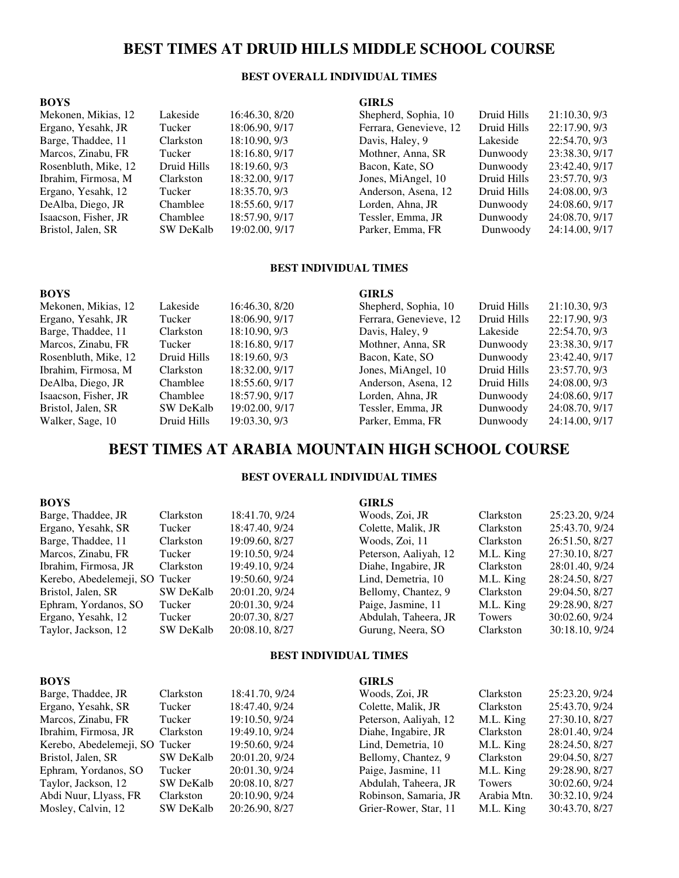# BEST TIMES AT DRUID HILLS MIDDLE SCHOOL COURSE

### BEST OVERALL INDIVIDUAL TIMES

**BOYS**

| Name | School | Time |
|---|---|---|
| Mekonen, Mikias, 12 | Lakeside | 16:46.30, 8/20 |
| Ergano, Yesahk, JR | Tucker | 18:06.90, 9/17 |
| Barge, Thaddee, 11 | Clarkston | 18:10.90, 9/3 |
| Marcos, Zinabu, FR | Tucker | 18:16.80, 9/17 |
| Rosenbluth, Mike, 12 | Druid Hills | 18:19.60, 9/3 |
| Ibrahim, Firmosa, M | Clarkston | 18:32.00, 9/17 |
| Ergano, Yesahk, 12 | Tucker | 18:35.70, 9/3 |
| DeAlba, Diego, JR | Chamblee | 18:55.60, 9/17 |
| Isaacson, Fisher, JR | Chamblee | 18:57.90, 9/17 |
| Bristol, Jalen, SR | SW DeKalb | 19:02.00, 9/17 |

**GIRLS**

| Name | School | Time |
|---|---|---|
| Shepherd, Sophia, 10 | Druid Hills | 21:10.30, 9/3 |
| Ferrara, Genevieve, 12 | Druid Hills | 22:17.90, 9/3 |
| Davis, Haley, 9 | Lakeside | 22:54.70, 9/3 |
| Mothner, Anna, SR | Dunwoody | 23:38.30, 9/17 |
| Bacon, Kate, SO | Dunwoody | 23:42.40, 9/17 |
| Jones, MiAngel, 10 | Druid Hills | 23:57.70, 9/3 |
| Anderson, Asena, 12 | Druid Hills | 24:08.00, 9/3 |
| Lorden, Ahna, JR | Dunwoody | 24:08.60, 9/17 |
| Tessler, Emma, JR | Dunwoody | 24:08.70, 9/17 |
| Parker, Emma, FR | Dunwoody | 24:14.00, 9/17 |

### BEST INDIVIDUAL TIMES

**BOYS**

| Name | School | Time |
|---|---|---|
| Mekonen, Mikias, 12 | Lakeside | 16:46.30, 8/20 |
| Ergano, Yesahk, JR | Tucker | 18:06.90, 9/17 |
| Barge, Thaddee, 11 | Clarkston | 18:10.90, 9/3 |
| Marcos, Zinabu, FR | Tucker | 18:16.80, 9/17 |
| Rosenbluth, Mike, 12 | Druid Hills | 18:19.60, 9/3 |
| Ibrahim, Firmosa, M | Clarkston | 18:32.00, 9/17 |
| DeAlba, Diego, JR | Chamblee | 18:55.60, 9/17 |
| Isaacson, Fisher, JR | Chamblee | 18:57.90, 9/17 |
| Bristol, Jalen, SR | SW DeKalb | 19:02.00, 9/17 |
| Walker, Sage, 10 | Druid Hills | 19:03.30, 9/3 |

**GIRLS**

| Name | School | Time |
|---|---|---|
| Shepherd, Sophia, 10 | Druid Hills | 21:10.30, 9/3 |
| Ferrara, Genevieve, 12 | Druid Hills | 22:17.90, 9/3 |
| Davis, Haley, 9 | Lakeside | 22:54.70, 9/3 |
| Mothner, Anna, SR | Dunwoody | 23:38.30, 9/17 |
| Bacon, Kate, SO | Dunwoody | 23:42.40, 9/17 |
| Jones, MiAngel, 10 | Druid Hills | 23:57.70, 9/3 |
| Anderson, Asena, 12 | Druid Hills | 24:08.00, 9/3 |
| Lorden, Ahna, JR | Dunwoody | 24:08.60, 9/17 |
| Tessler, Emma, JR | Dunwoody | 24:08.70, 9/17 |
| Parker, Emma, FR | Dunwoody | 24:14.00, 9/17 |

# BEST TIMES AT ARABIA MOUNTAIN HIGH SCHOOL COURSE

### BEST OVERALL INDIVIDUAL TIMES

**BOYS**

| Name | School | Time |
|---|---|---|
| Barge, Thaddee, JR | Clarkston | 18:41.70, 9/24 |
| Ergano, Yesahk, SR | Tucker | 18:47.40, 9/24 |
| Barge, Thaddee, 11 | Clarkston | 19:09.60, 8/27 |
| Marcos, Zinabu, FR | Tucker | 19:10.50, 9/24 |
| Ibrahim, Firmosa, JR | Clarkston | 19:49.10, 9/24 |
| Kerebo, Abedelemeji, SO | Tucker | 19:50.60, 9/24 |
| Bristol, Jalen, SR | SW DeKalb | 20:01.20, 9/24 |
| Ephram, Yordanos, SO | Tucker | 20:01.30, 9/24 |
| Ergano, Yesahk, 12 | Tucker | 20:07.30, 8/27 |
| Taylor, Jackson, 12 | SW DeKalb | 20:08.10, 8/27 |

**GIRLS**

| Name | School | Time |
|---|---|---|
| Woods, Zoi, JR | Clarkston | 25:23.20, 9/24 |
| Colette, Malik, JR | Clarkston | 25:43.70, 9/24 |
| Woods, Zoi, 11 | Clarkston | 26:51.50, 8/27 |
| Peterson, Aaliyah, 12 | M.L. King | 27:30.10, 8/27 |
| Diahe, Ingabire, JR | Clarkston | 28:01.40, 9/24 |
| Lind, Demetria, 10 | M.L. King | 28:24.50, 8/27 |
| Bellomy, Chantez, 9 | Clarkston | 29:04.50, 8/27 |
| Paige, Jasmine, 11 | M.L. King | 29:28.90, 8/27 |
| Abdulah, Taheera, JR | Towers | 30:02.60, 9/24 |
| Gurung, Neera, SO | Clarkston | 30:18.10, 9/24 |

### BEST INDIVIDUAL TIMES

**BOYS**

| Name | School | Time |
|---|---|---|
| Barge, Thaddee, JR | Clarkston | 18:41.70, 9/24 |
| Ergano, Yesahk, SR | Tucker | 18:47.40, 9/24 |
| Marcos, Zinabu, FR | Tucker | 19:10.50, 9/24 |
| Ibrahim, Firmosa, JR | Clarkston | 19:49.10, 9/24 |
| Kerebo, Abedelemeji, SO | Tucker | 19:50.60, 9/24 |
| Bristol, Jalen, SR | SW DeKalb | 20:01.20, 9/24 |
| Ephram, Yordanos, SO | Tucker | 20:01.30, 9/24 |
| Taylor, Jackson, 12 | SW DeKalb | 20:08.10, 8/27 |
| Abdi Nuur, Llyass, FR | Clarkston | 20:10.90, 9/24 |
| Mosley, Calvin, 12 | SW DeKalb | 20:26.90, 8/27 |

**GIRLS**

| Name | School | Time |
|---|---|---|
| Woods, Zoi, JR | Clarkston | 25:23.20, 9/24 |
| Colette, Malik, JR | Clarkston | 25:43.70, 9/24 |
| Peterson, Aaliyah, 12 | M.L. King | 27:30.10, 8/27 |
| Diahe, Ingabire, JR | Clarkston | 28:01.40, 9/24 |
| Lind, Demetria, 10 | M.L. King | 28:24.50, 8/27 |
| Bellomy, Chantez, 9 | Clarkston | 29:04.50, 8/27 |
| Paige, Jasmine, 11 | M.L. King | 29:28.90, 8/27 |
| Abdulah, Taheera, JR | Towers | 30:02.60, 9/24 |
| Robinson, Samaria, JR | Arabia Mtn. | 30:32.10, 9/24 |
| Grier-Rower, Star, 11 | M.L. King | 30:43.70, 8/27 |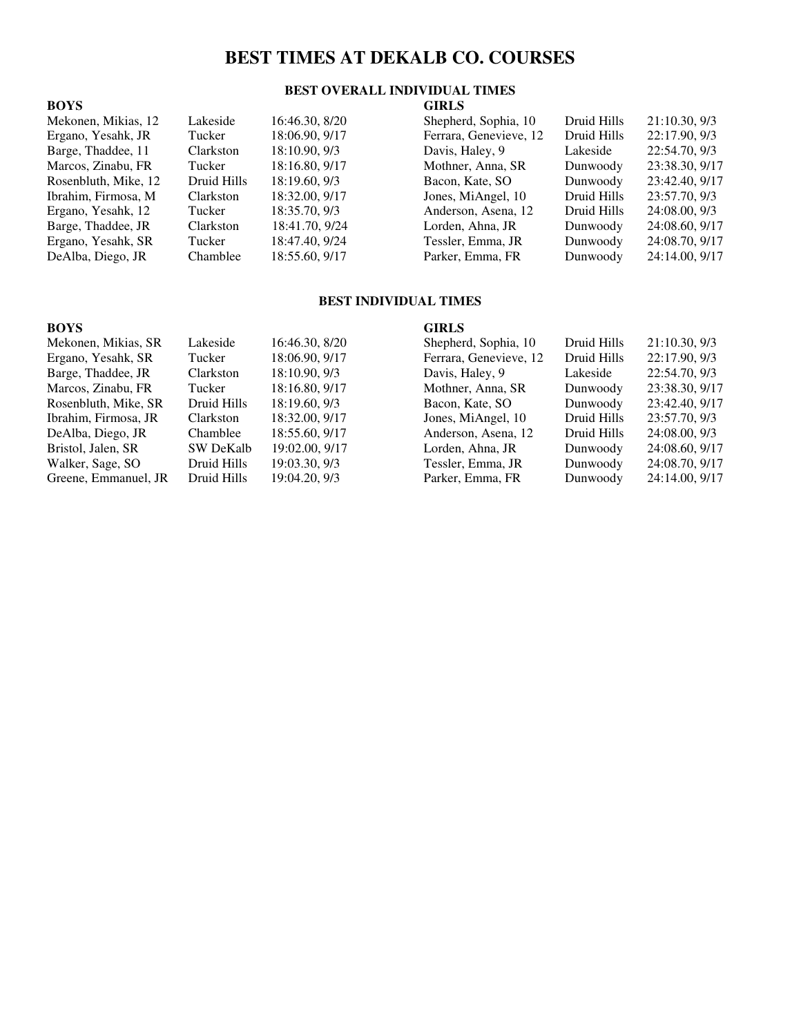# BEST TIMES AT DEKALB CO. COURSES

## BEST OVERALL INDIVIDUAL TIMES

**BOYS**

| | | |
|---|---|---|
| Mekonen, Mikias, 12 | Lakeside | 16:46.30, 8/20 |
| Ergano, Yesahk, JR | Tucker | 18:06.90, 9/17 |
| Barge, Thaddee, 11 | Clarkston | 18:10.90, 9/3 |
| Marcos, Zinabu, FR | Tucker | 18:16.80, 9/17 |
| Rosenbluth, Mike, 12 | Druid Hills | 18:19.60, 9/3 |
| Ibrahim, Firmosa, M | Clarkston | 18:32.00, 9/17 |
| Ergano, Yesahk, 12 | Tucker | 18:35.70, 9/3 |
| Barge, Thaddee, JR | Clarkston | 18:41.70, 9/24 |
| Ergano, Yesahk, SR | Tucker | 18:47.40, 9/24 |
| DeAlba, Diego, JR | Chamblee | 18:55.60, 9/17 |

**GIRLS**

| | | |
|---|---|---|
| Shepherd, Sophia, 10 | Druid Hills | 21:10.30, 9/3 |
| Ferrara, Genevieve, 12 | Druid Hills | 22:17.90, 9/3 |
| Davis, Haley, 9 | Lakeside | 22:54.70, 9/3 |
| Mothner, Anna, SR | Dunwoody | 23:38.30, 9/17 |
| Bacon, Kate, SO | Dunwoody | 23:42.40, 9/17 |
| Jones, MiAngel, 10 | Druid Hills | 23:57.70, 9/3 |
| Anderson, Asena, 12 | Druid Hills | 24:08.00, 9/3 |
| Lorden, Ahna, JR | Dunwoody | 24:08.60, 9/17 |
| Tessler, Emma, JR | Dunwoody | 24:08.70, 9/17 |
| Parker, Emma, FR | Dunwoody | 24:14.00, 9/17 |

## BEST INDIVIDUAL TIMES

**BOYS**

| | | |
|---|---|---|
| Mekonen, Mikias, SR | Lakeside | 16:46.30, 8/20 |
| Ergano, Yesahk, SR | Tucker | 18:06.90, 9/17 |
| Barge, Thaddee, JR | Clarkston | 18:10.90, 9/3 |
| Marcos, Zinabu, FR | Tucker | 18:16.80, 9/17 |
| Rosenbluth, Mike, SR | Druid Hills | 18:19.60, 9/3 |
| Ibrahim, Firmosa, JR | Clarkston | 18:32.00, 9/17 |
| DeAlba, Diego, JR | Chamblee | 18:55.60, 9/17 |
| Bristol, Jalen, SR | SW DeKalb | 19:02.00, 9/17 |
| Walker, Sage, SO | Druid Hills | 19:03.30, 9/3 |
| Greene, Emmanuel, JR | Druid Hills | 19:04.20, 9/3 |

**GIRLS**

| | | |
|---|---|---|
| Shepherd, Sophia, 10 | Druid Hills | 21:10.30, 9/3 |
| Ferrara, Genevieve, 12 | Druid Hills | 22:17.90, 9/3 |
| Davis, Haley, 9 | Lakeside | 22:54.70, 9/3 |
| Mothner, Anna, SR | Dunwoody | 23:38.30, 9/17 |
| Bacon, Kate, SO | Dunwoody | 23:42.40, 9/17 |
| Jones, MiAngel, 10 | Druid Hills | 23:57.70, 9/3 |
| Anderson, Asena, 12 | Druid Hills | 24:08.00, 9/3 |
| Lorden, Ahna, JR | Dunwoody | 24:08.60, 9/17 |
| Tessler, Emma, JR | Dunwoody | 24:08.70, 9/17 |
| Parker, Emma, FR | Dunwoody | 24:14.00, 9/17 |